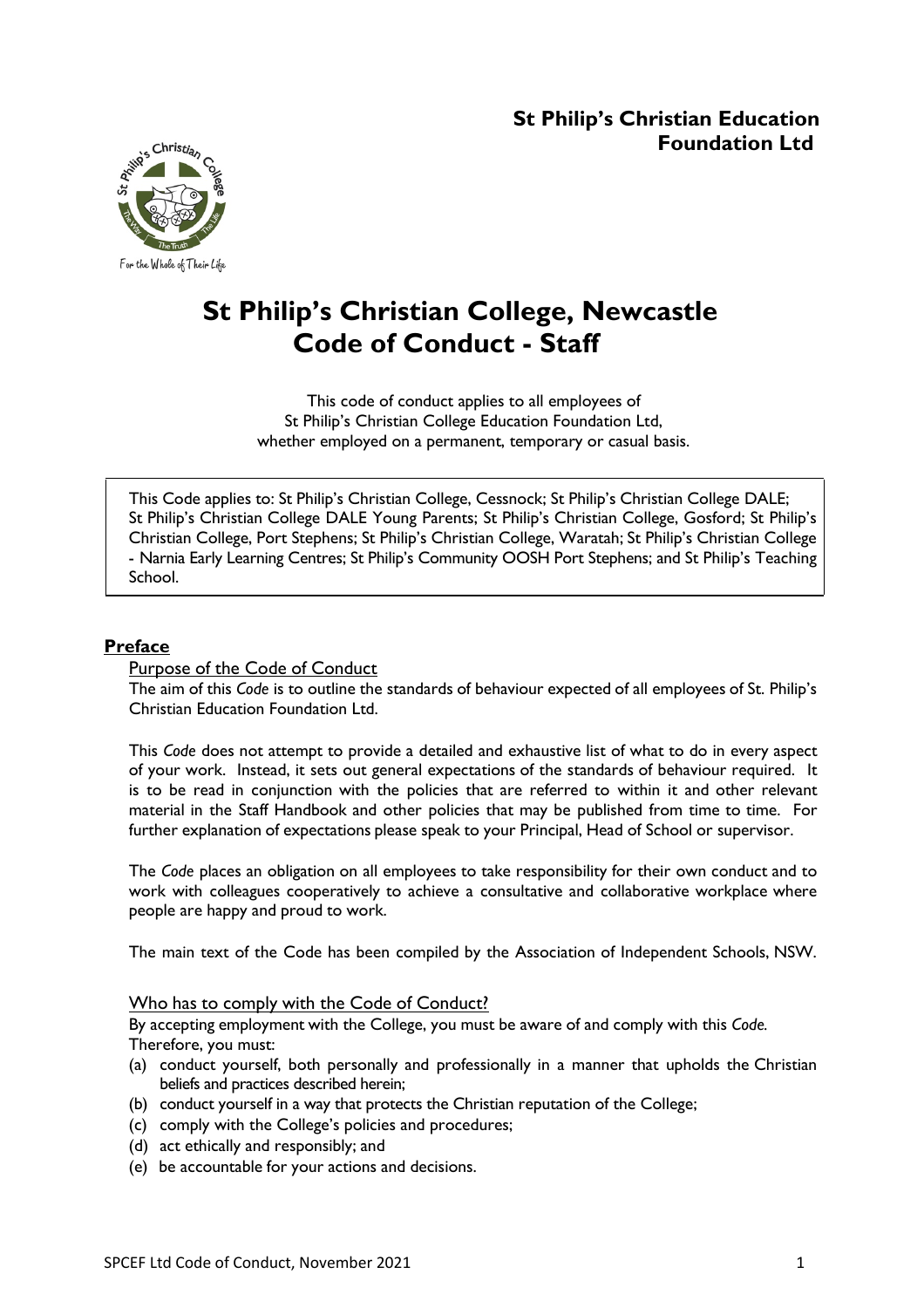**St Philip's Christian Education Foundation Ltd**

For the Whole of Their Life

# St Philip's Christian College, Newcastle Code of Conduct - Staff

This code of conduct applies to all employees of St Philip's Christian College Education Foundation Ltd, whether employed on a permanent, temporary or casual basis.

This Code applies to: St Philip's Christian College, Cessnock; St Philip's Christian College DALE; St Philip's Christian College DALE Young Parents; St Philip's Christian College, Gosford; St Philip's Christian College, Port Stephens; St Philip's Christian College, Waratah; St Philip's Christian College - Narnia Early Learning Centres; St Philip's Community OOSH Port Stephens; and St Philip's Teaching School.

## Preface

### Purpose of the Code of Conduct

The aim of this *Code* is to outline the standards of behaviour expected of all employees of St. Philip's Christian Education Foundation Ltd.

This *Code* does not attempt to provide a detailed and exhaustive list of what to do in every aspect of your work. Instead, it sets out general expectations of the standards of behaviour required. It is to be read in conjunction with the policies that are referred to within it and other relevant material in the Staff Handbook and other policies that may be published from time to time. For further explanation of expectations please speak to your Principal, Head of School or supervisor.

The *Code* places an obligation on all employees to take responsibility for their own conduct and to work with colleagues cooperatively to achieve a consultative and collaborative workplace where people are happy and proud to work.

The main text of the Code has been compiled by the Association of Independent Schools, NSW.

### Who has to comply with the Code of Conduct?

By accepting employment with the College, you must be aware of and comply with this *Code*. Therefore, you must:

(a) conduct yourself, both personally and professionally in a manner that upholds the Christian beliefs and practices described herein;
(b) conduct yourself in a way that protects the Christian reputation of the College;
(c) comply with the College's policies and procedures;
(d) act ethically and responsibly; and
(e) be accountable for your actions and decisions.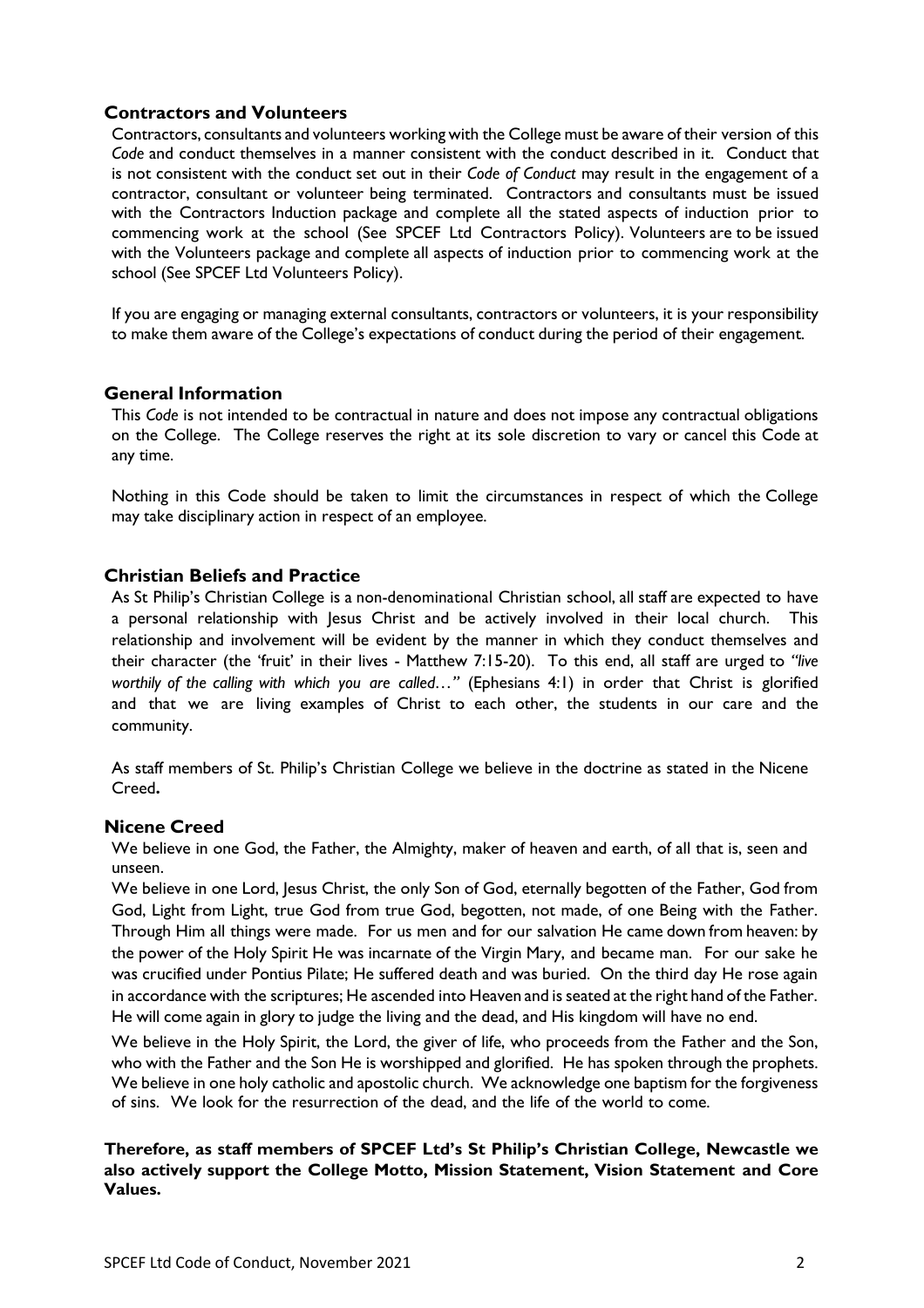## Contractors and Volunteers

Contractors, consultants and volunteers working with the College must be aware of their version of this *Code* and conduct themselves in a manner consistent with the conduct described in it. Conduct that is not consistent with the conduct set out in their *Code of Conduct* may result in the engagement of a contractor, consultant or volunteer being terminated. Contractors and consultants must be issued with the Contractors Induction package and complete all the stated aspects of induction prior to commencing work at the school (See SPCEF Ltd Contractors Policy). Volunteers are to be issued with the Volunteers package and complete all aspects of induction prior to commencing work at the school (See SPCEF Ltd Volunteers Policy).

If you are engaging or managing external consultants, contractors or volunteers, it is your responsibility to make them aware of the College's expectations of conduct during the period of their engagement.

## General Information

This *Code* is not intended to be contractual in nature and does not impose any contractual obligations on the College. The College reserves the right at its sole discretion to vary or cancel this Code at any time.

Nothing in this Code should be taken to limit the circumstances in respect of which the College may take disciplinary action in respect of an employee.

## Christian Beliefs and Practice

As St Philip's Christian College is a non-denominational Christian school, all staff are expected to have a personal relationship with Jesus Christ and be actively involved in their local church. This relationship and involvement will be evident by the manner in which they conduct themselves and their character (the 'fruit' in their lives - Matthew 7:15-20). To this end, all staff are urged to *"live worthily of the calling with which you are called…"* (Ephesians 4:1) in order that Christ is glorified and that we are living examples of Christ to each other, the students in our care and the community.

As staff members of St. Philip's Christian College we believe in the doctrine as stated in the Nicene Creed**.**

## Nicene Creed

We believe in one God, the Father, the Almighty, maker of heaven and earth, of all that is, seen and unseen.

We believe in one Lord, Jesus Christ, the only Son of God, eternally begotten of the Father, God from God, Light from Light, true God from true God, begotten, not made, of one Being with the Father. Through Him all things were made. For us men and for our salvation He came down from heaven: by the power of the Holy Spirit He was incarnate of the Virgin Mary, and became man. For our sake he was crucified under Pontius Pilate; He suffered death and was buried. On the third day He rose again in accordance with the scriptures; He ascended into Heaven and is seated at the right hand of the Father. He will come again in glory to judge the living and the dead, and His kingdom will have no end.

We believe in the Holy Spirit, the Lord, the giver of life, who proceeds from the Father and the Son, who with the Father and the Son He is worshipped and glorified. He has spoken through the prophets. We believe in one holy catholic and apostolic church. We acknowledge one baptism for the forgiveness of sins. We look for the resurrection of the dead, and the life of the world to come.

**Therefore, as staff members of SPCEF Ltd's St Philip's Christian College, Newcastle we also actively support the College Motto, Mission Statement, Vision Statement and Core Values.**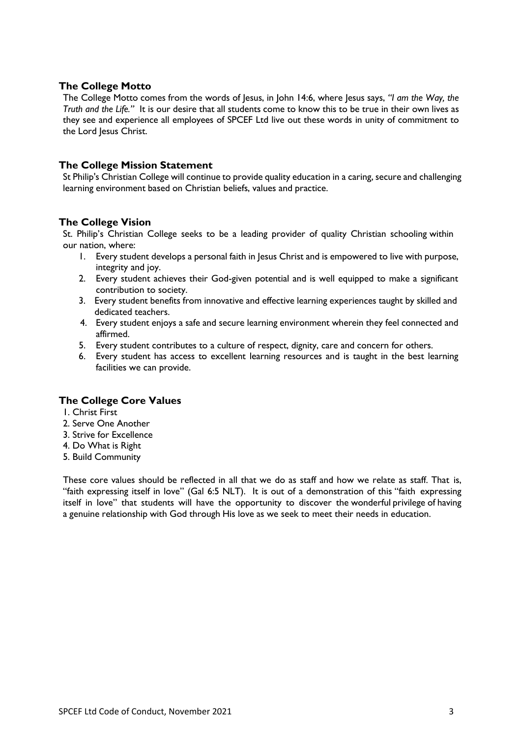## The College Motto

The College Motto comes from the words of Jesus, in John 14:6, where Jesus says, *"I am the Way, the Truth and the Life."* It is our desire that all students come to know this to be true in their own lives as they see and experience all employees of SPCEF Ltd live out these words in unity of commitment to the Lord Jesus Christ.

## The College Mission Statement

St Philip's Christian College will continue to provide quality education in a caring, secure and challenging learning environment based on Christian beliefs, values and practice.

## The College Vision

St. Philip's Christian College seeks to be a leading provider of quality Christian schooling within our nation, where:

1. Every student develops a personal faith in Jesus Christ and is empowered to live with purpose, integrity and joy.
2. Every student achieves their God-given potential and is well equipped to make a significant contribution to society.
3. Every student benefits from innovative and effective learning experiences taught by skilled and dedicated teachers.
4. Every student enjoys a safe and secure learning environment wherein they feel connected and affirmed.
5. Every student contributes to a culture of respect, dignity, care and concern for others.
6. Every student has access to excellent learning resources and is taught in the best learning facilities we can provide.

## The College Core Values

1. Christ First
2. Serve One Another
3. Strive for Excellence
4. Do What is Right
5. Build Community

These core values should be reflected in all that we do as staff and how we relate as staff. That is, "faith expressing itself in love" (Gal 6:5 NLT). It is out of a demonstration of this "faith expressing itself in love" that students will have the opportunity to discover the wonderful privilege of having a genuine relationship with God through His love as we seek to meet their needs in education.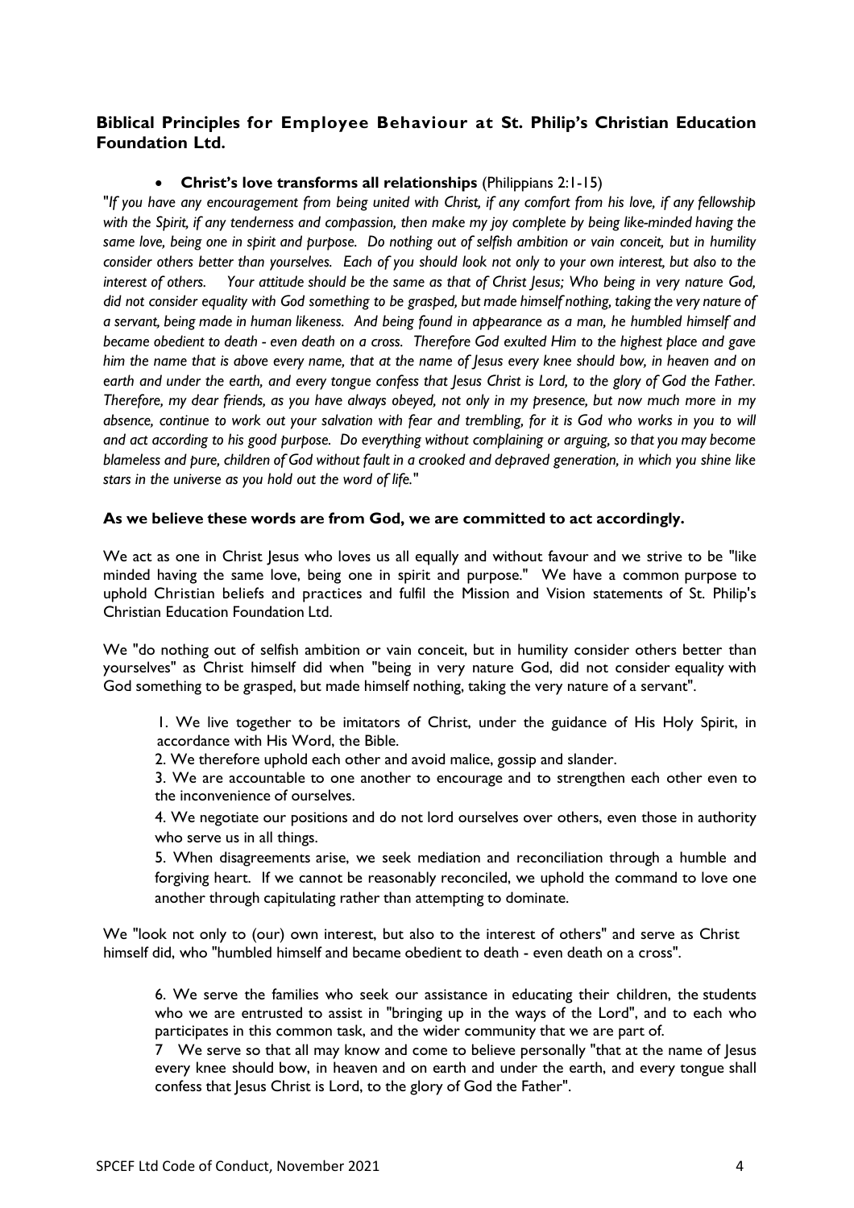### Biblical Principles for Employee Behaviour at St. Philip's Christian Education Foundation Ltd.

- **Christ's love transforms all relationships** (Philippians 2:1-15)

"*If you have any encouragement from being united with Christ, if any comfort from his love, if any fellowship with the Spirit, if any tenderness and compassion, then make my joy complete by being like-minded having the same love, being one in spirit and purpose. Do nothing out of selfish ambition or vain conceit, but in humility consider others better than yourselves. Each of you should look not only to your own interest, but also to the interest of others. Your attitude should be the same as that of Christ Jesus; Who being in very nature God, did not consider equality with God something to be grasped, but made himself nothing, taking the very nature of a servant, being made in human likeness. And being found in appearance as a man, he humbled himself and became obedient to death - even death on a cross. Therefore God exulted Him to the highest place and gave him the name that is above every name, that at the name of Jesus every knee should bow, in heaven and on earth and under the earth, and every tongue confess that Jesus Christ is Lord, to the glory of God the Father. Therefore, my dear friends, as you have always obeyed, not only in my presence, but now much more in my absence, continue to work out your salvation with fear and trembling, for it is God who works in you to will and act according to his good purpose. Do everything without complaining or arguing, so that you may become blameless and pure, children of God without fault in a crooked and depraved generation, in which you shine like stars in the universe as you hold out the word of life.*"

**As we believe these words are from God, we are committed to act accordingly.**

We act as one in Christ Jesus who loves us all equally and without favour and we strive to be "like minded having the same love, being one in spirit and purpose." We have a common purpose to uphold Christian beliefs and practices and fulfil the Mission and Vision statements of St. Philip's Christian Education Foundation Ltd.

We "do nothing out of selfish ambition or vain conceit, but in humility consider others better than yourselves" as Christ himself did when "being in very nature God, did not consider equality with God something to be grasped, but made himself nothing, taking the very nature of a servant".

1. We live together to be imitators of Christ, under the guidance of His Holy Spirit, in accordance with His Word, the Bible.
2. We therefore uphold each other and avoid malice, gossip and slander.
3. We are accountable to one another to encourage and to strengthen each other even to the inconvenience of ourselves.
4. We negotiate our positions and do not lord ourselves over others, even those in authority who serve us in all things.
5. When disagreements arise, we seek mediation and reconciliation through a humble and forgiving heart. If we cannot be reasonably reconciled, we uphold the command to love one another through capitulating rather than attempting to dominate.

We "look not only to (our) own interest, but also to the interest of others" and serve as Christ himself did, who "humbled himself and became obedient to death - even death on a cross".

6. We serve the families who seek our assistance in educating their children, the students who we are entrusted to assist in "bringing up in the ways of the Lord", and to each who participates in this common task, and the wider community that we are part of.
7. We serve so that all may know and come to believe personally "that at the name of Jesus every knee should bow, in heaven and on earth and under the earth, and every tongue shall confess that Jesus Christ is Lord, to the glory of God the Father".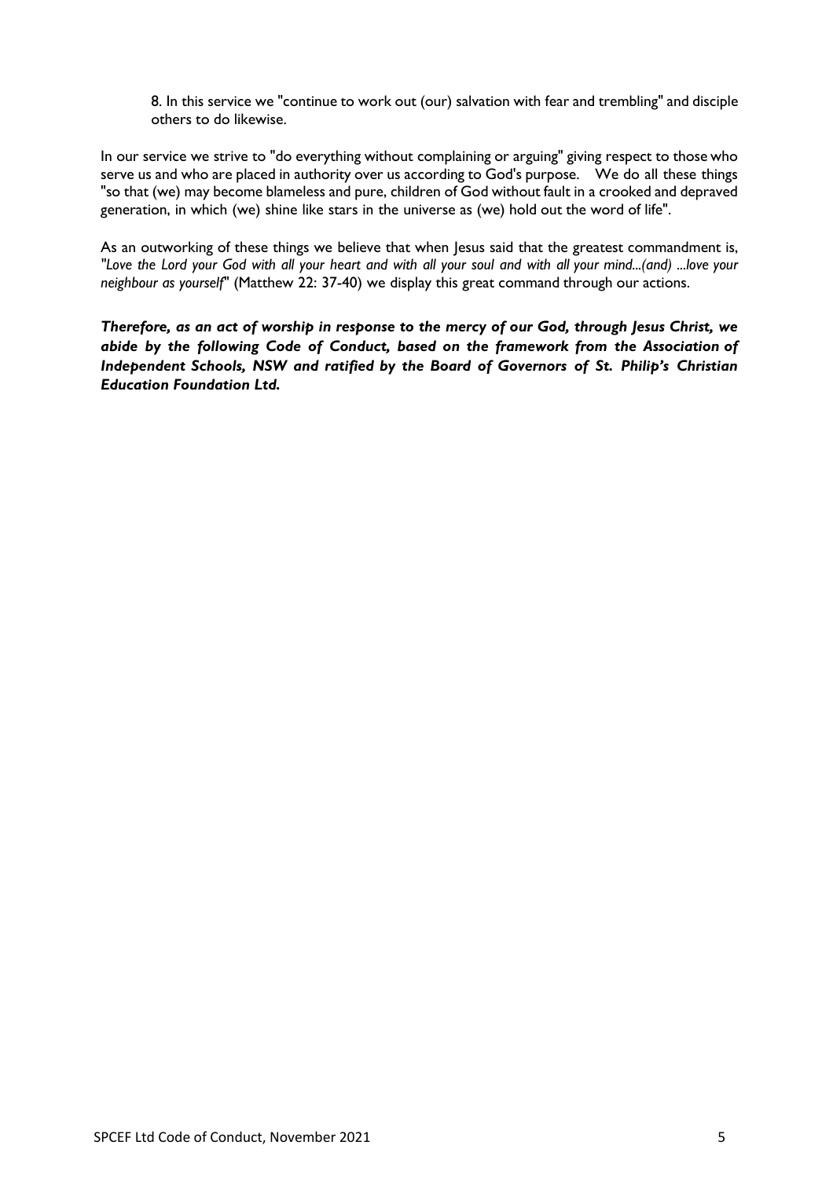8. In this service we "continue to work out (our) salvation with fear and trembling" and disciple others to do likewise.

In our service we strive to "do everything without complaining or arguing" giving respect to those who serve us and who are placed in authority over us according to God's purpose. We do all these things "so that (we) may become blameless and pure, children of God without fault in a crooked and depraved generation, in which (we) shine like stars in the universe as (we) hold out the word of life".

As an outworking of these things we believe that when Jesus said that the greatest commandment is, *"Love the Lord your God with all your heart and with all your soul and with all your mind...(and) ...love your neighbour as yourself"* (Matthew 22: 37-40) we display this great command through our actions.

***Therefore, as an act of worship in response to the mercy of our God, through Jesus Christ, we abide by the following Code of Conduct, based on the framework from the Association of Independent Schools, NSW and ratified by the Board of Governors of St. Philip's Christian Education Foundation Ltd.***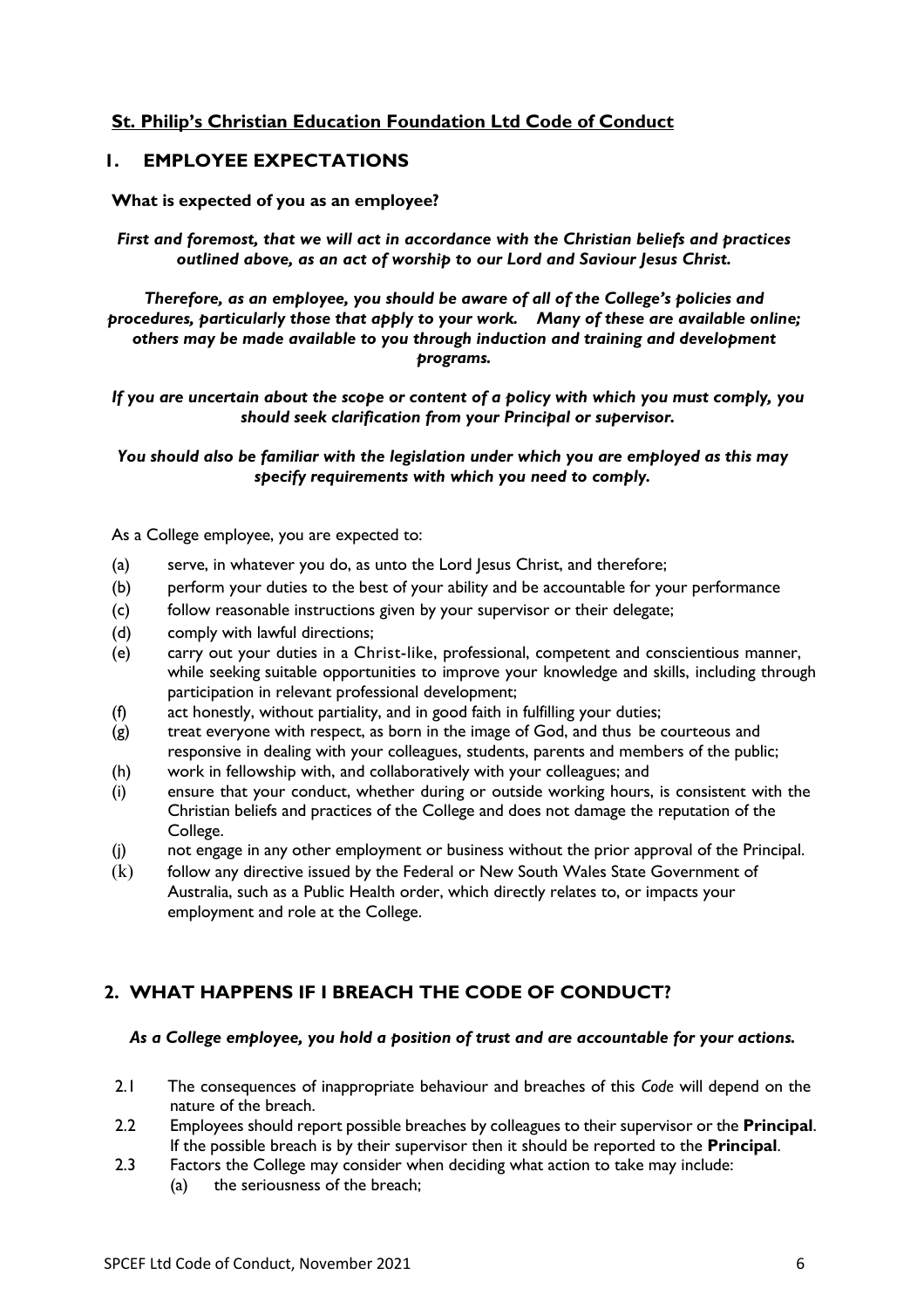## St. Philip's Christian Education Foundation Ltd Code of Conduct

## 1. EMPLOYEE EXPECTATIONS

**What is expected of you as an employee?**

***First and foremost, that we will act in accordance with the Christian beliefs and practices outlined above, as an act of worship to our Lord and Saviour Jesus Christ.***

***Therefore, as an employee, you should be aware of all of the College's policies and procedures, particularly those that apply to your work. Many of these are available online; others may be made available to you through induction and training and development programs.***

***If you are uncertain about the scope or content of a policy with which you must comply, you should seek clarification from your Principal or supervisor.***

***You should also be familiar with the legislation under which you are employed as this may specify requirements with which you need to comply.***

As a College employee, you are expected to:

(a) serve, in whatever you do, as unto the Lord Jesus Christ, and therefore;
(b) perform your duties to the best of your ability and be accountable for your performance
(c) follow reasonable instructions given by your supervisor or their delegate;
(d) comply with lawful directions;
(e) carry out your duties in a Christ-like, professional, competent and conscientious manner, while seeking suitable opportunities to improve your knowledge and skills, including through participation in relevant professional development;
(f) act honestly, without partiality, and in good faith in fulfilling your duties;
(g) treat everyone with respect, as born in the image of God, and thus be courteous and responsive in dealing with your colleagues, students, parents and members of the public;
(h) work in fellowship with, and collaboratively with your colleagues; and
(i) ensure that your conduct, whether during or outside working hours, is consistent with the Christian beliefs and practices of the College and does not damage the reputation of the College.
(j) not engage in any other employment or business without the prior approval of the Principal.
(k) follow any directive issued by the Federal or New South Wales State Government of Australia, such as a Public Health order, which directly relates to, or impacts your employment and role at the College.

## 2. WHAT HAPPENS IF I BREACH THE CODE OF CONDUCT?

***As a College employee, you hold a position of trust and are accountable for your actions.***

2.1 The consequences of inappropriate behaviour and breaches of this *Code* will depend on the nature of the breach.

2.2 Employees should report possible breaches by colleagues to their supervisor or the **Principal**. If the possible breach is by their supervisor then it should be reported to the **Principal**.

2.3 Factors the College may consider when deciding what action to take may include:

(a) the seriousness of the breach;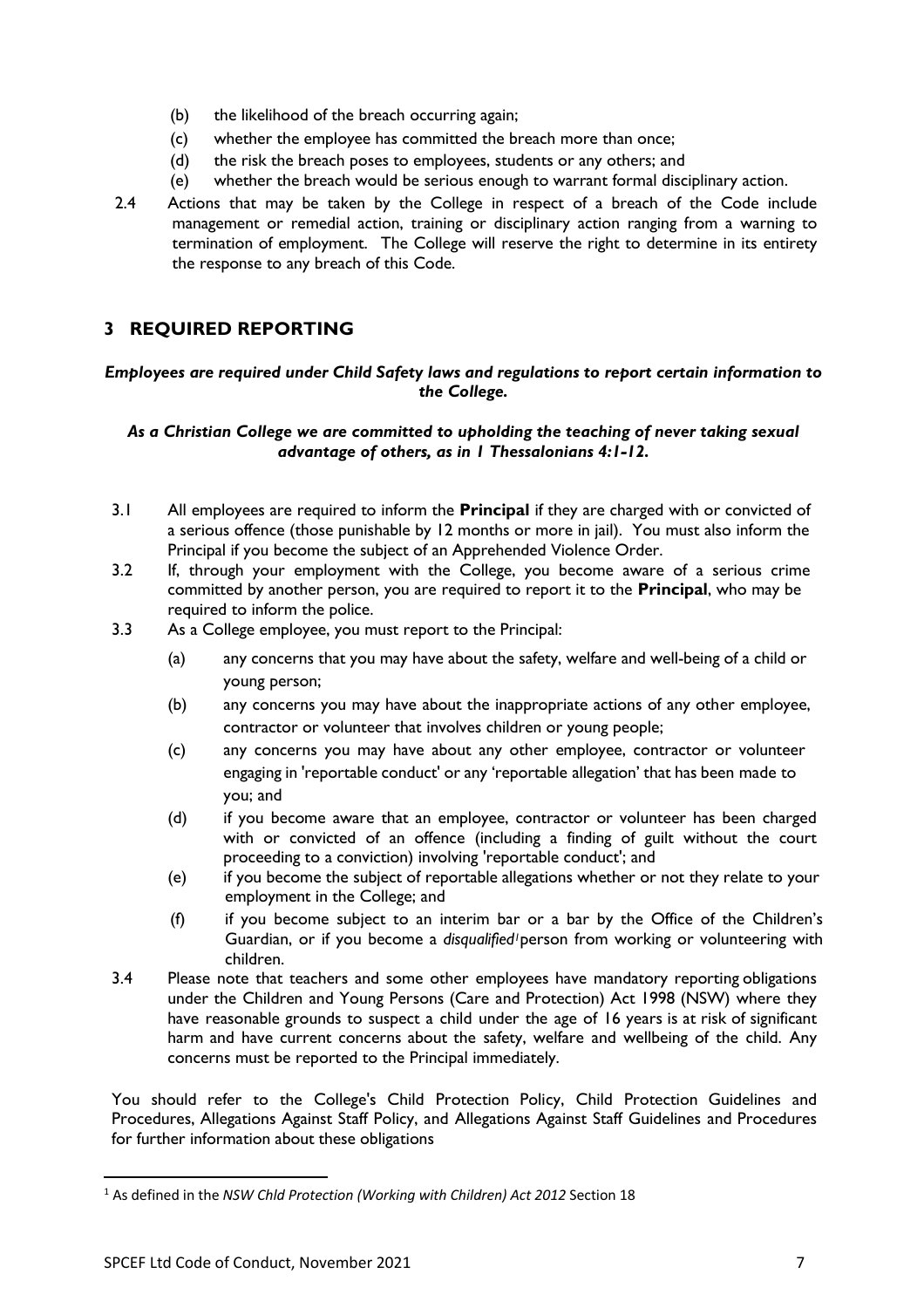(b) the likelihood of the breach occurring again;

(c) whether the employee has committed the breach more than once;

(d) the risk the breach poses to employees, students or any others; and

(e) whether the breach would be serious enough to warrant formal disciplinary action.

2.4 Actions that may be taken by the College in respect of a breach of the Code include management or remedial action, training or disciplinary action ranging from a warning to termination of employment. The College will reserve the right to determine in its entirety the response to any breach of this Code.

## 3 REQUIRED REPORTING

***Employees are required under Child Safety laws and regulations to report certain information to the College.***

***As a Christian College we are committed to upholding the teaching of never taking sexual advantage of others, as in 1 Thessalonians 4:1-12.***

3.1 All employees are required to inform the **Principal** if they are charged with or convicted of a serious offence (those punishable by 12 months or more in jail). You must also inform the Principal if you become the subject of an Apprehended Violence Order.

3.2 If, through your employment with the College, you become aware of a serious crime committed by another person, you are required to report it to the **Principal**, who may be required to inform the police.

3.3 As a College employee, you must report to the Principal:

(a) any concerns that you may have about the safety, welfare and well-being of a child or young person;

(b) any concerns you may have about the inappropriate actions of any other employee, contractor or volunteer that involves children or young people;

(c) any concerns you may have about any other employee, contractor or volunteer engaging in 'reportable conduct' or any 'reportable allegation' that has been made to you; and

(d) if you become aware that an employee, contractor or volunteer has been charged with or convicted of an offence (including a finding of guilt without the court proceeding to a conviction) involving 'reportable conduct'; and

(e) if you become the subject of reportable allegations whether or not they relate to your employment in the College; and

(f) if you become subject to an interim bar or a bar by the Office of the Children's Guardian, or if you become a *disqualified*[1] person from working or volunteering with children.

3.4 Please note that teachers and some other employees have mandatory reporting obligations under the Children and Young Persons (Care and Protection) Act 1998 (NSW) where they have reasonable grounds to suspect a child under the age of 16 years is at risk of significant harm and have current concerns about the safety, welfare and wellbeing of the child. Any concerns must be reported to the Principal immediately.

You should refer to the College's Child Protection Policy, Child Protection Guidelines and Procedures, Allegations Against Staff Policy, and Allegations Against Staff Guidelines and Procedures for further information about these obligations

---

[1] As defined in the *NSW Chld Protection (Working with Children) Act 2012* Section 18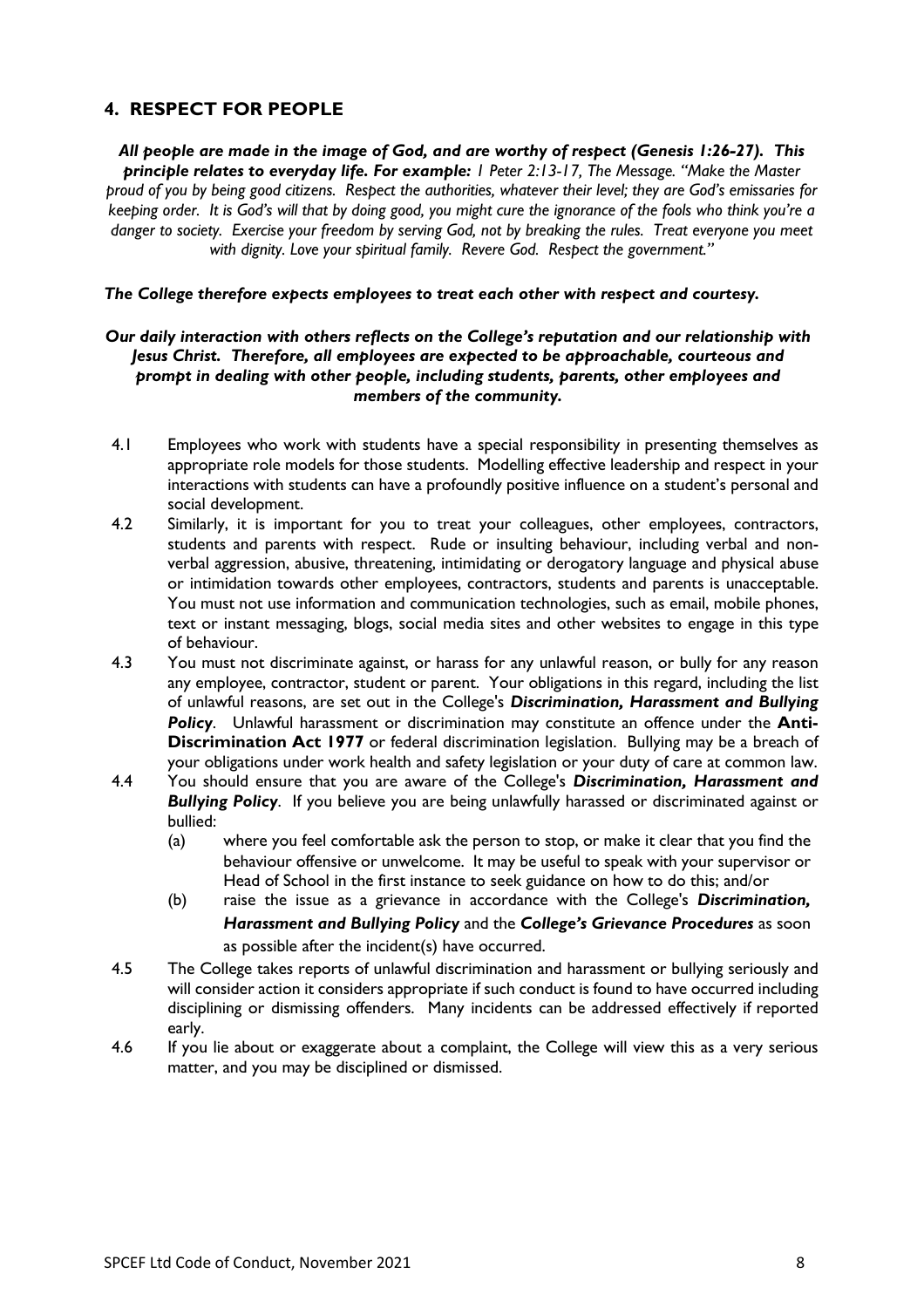## 4. RESPECT FOR PEOPLE

***All people are made in the image of God, and are worthy of respect (Genesis 1:26-27). This principle relates to everyday life. For example:*** *1 Peter 2:13-17, The Message. "Make the Master proud of you by being good citizens. Respect the authorities, whatever their level; they are God's emissaries for keeping order. It is God's will that by doing good, you might cure the ignorance of the fools who think you're a danger to society. Exercise your freedom by serving God, not by breaking the rules. Treat everyone you meet with dignity. Love your spiritual family. Revere God. Respect the government."*

***The College therefore expects employees to treat each other with respect and courtesy.***

***Our daily interaction with others reflects on the College's reputation and our relationship with Jesus Christ. Therefore, all employees are expected to be approachable, courteous and prompt in dealing with other people, including students, parents, other employees and members of the community.***

4.1 Employees who work with students have a special responsibility in presenting themselves as appropriate role models for those students. Modelling effective leadership and respect in your interactions with students can have a profoundly positive influence on a student's personal and social development.

4.2 Similarly, it is important for you to treat your colleagues, other employees, contractors, students and parents with respect. Rude or insulting behaviour, including verbal and non-verbal aggression, abusive, threatening, intimidating or derogatory language and physical abuse or intimidation towards other employees, contractors, students and parents is unacceptable. You must not use information and communication technologies, such as email, mobile phones, text or instant messaging, blogs, social media sites and other websites to engage in this type of behaviour.

4.3 You must not discriminate against, or harass for any unlawful reason, or bully for any reason any employee, contractor, student or parent. Your obligations in this regard, including the list of unlawful reasons, are set out in the College's ***Discrimination, Harassment and Bullying Policy***. Unlawful harassment or discrimination may constitute an offence under the **Anti-Discrimination Act 1977** or federal discrimination legislation. Bullying may be a breach of your obligations under work health and safety legislation or your duty of care at common law.

4.4 You should ensure that you are aware of the College's ***Discrimination, Harassment and Bullying Policy***. If you believe you are being unlawfully harassed or discriminated against or bullied:

   (a) where you feel comfortable ask the person to stop, or make it clear that you find the behaviour offensive or unwelcome. It may be useful to speak with your supervisor or Head of School in the first instance to seek guidance on how to do this; and/or

   (b) raise the issue as a grievance in accordance with the College's ***Discrimination, Harassment and Bullying Policy*** and the ***College's Grievance Procedures*** as soon as possible after the incident(s) have occurred.

4.5 The College takes reports of unlawful discrimination and harassment or bullying seriously and will consider action it considers appropriate if such conduct is found to have occurred including disciplining or dismissing offenders. Many incidents can be addressed effectively if reported early.

4.6 If you lie about or exaggerate about a complaint, the College will view this as a very serious matter, and you may be disciplined or dismissed.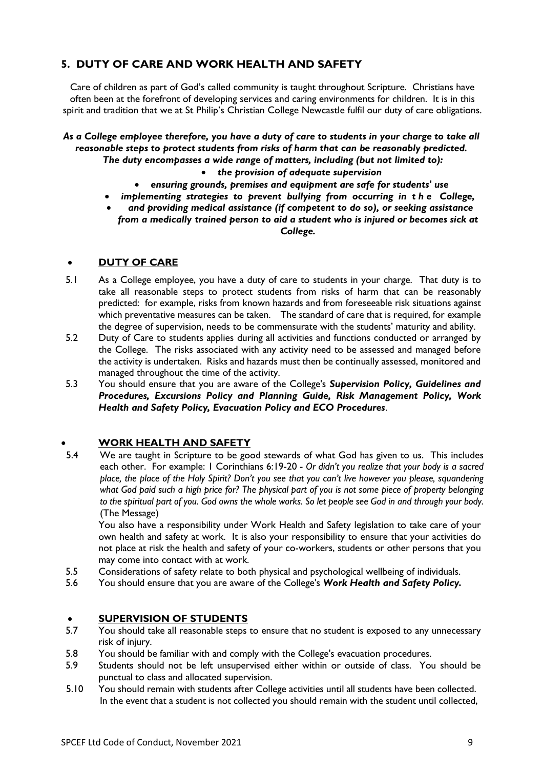## 5. DUTY OF CARE AND WORK HEALTH AND SAFETY

Care of children as part of God's called community is taught throughout Scripture. Christians have often been at the forefront of developing services and caring environments for children. It is in this spirit and tradition that we at St Philip's Christian College Newcastle fulfil our duty of care obligations.

***As a College employee therefore, you have a duty of care to students in your charge to take all reasonable steps to protect students from risks of harm that can be reasonably predicted. The duty encompasses a wide range of matters, including (but not limited to):***

- ***the provision of adequate supervision***
- ***ensuring grounds, premises and equipment are safe for students' use***
- ***implementing strategies to prevent bullying from occurring in the College,***
- ***and providing medical assistance (if competent to do so), or seeking assistance from a medically trained person to aid a student who is injured or becomes sick at College.***

### DUTY OF CARE

5.1 As a College employee, you have a duty of care to students in your charge. That duty is to take all reasonable steps to protect students from risks of harm that can be reasonably predicted: for example, risks from known hazards and from foreseeable risk situations against which preventative measures can be taken. The standard of care that is required, for example the degree of supervision, needs to be commensurate with the students' maturity and ability.

5.2 Duty of Care to students applies during all activities and functions conducted or arranged by the College. The risks associated with any activity need to be assessed and managed before the activity is undertaken. Risks and hazards must then be continually assessed, monitored and managed throughout the time of the activity.

5.3 You should ensure that you are aware of the College's ***Supervision Policy, Guidelines and Procedures, Excursions Policy and Planning Guide, Risk Management Policy, Work Health and Safety Policy, Evacuation Policy and ECO Procedures***.

### WORK HEALTH AND SAFETY

5.4 We are taught in Scripture to be good stewards of what God has given to us. This includes each other. For example: 1 Corinthians 6:19-20 - *Or didn't you realize that your body is a sacred place, the place of the Holy Spirit? Don't you see that you can't live however you please, squandering what God paid such a high price for? The physical part of you is not some piece of property belonging to the spiritual part of you. God owns the whole works. So let people see God in and through your body.* (The Message)

You also have a responsibility under Work Health and Safety legislation to take care of your own health and safety at work. It is also your responsibility to ensure that your activities do not place at risk the health and safety of your co-workers, students or other persons that you may come into contact with at work.

5.5 Considerations of safety relate to both physical and psychological wellbeing of individuals.

5.6 You should ensure that you are aware of the College's ***Work Health and Safety Policy.***

### SUPERVISION OF STUDENTS

5.7 You should take all reasonable steps to ensure that no student is exposed to any unnecessary risk of injury.

5.8 You should be familiar with and comply with the College's evacuation procedures.

5.9 Students should not be left unsupervised either within or outside of class. You should be punctual to class and allocated supervision.

5.10 You should remain with students after College activities until all students have been collected. In the event that a student is not collected you should remain with the student until collected,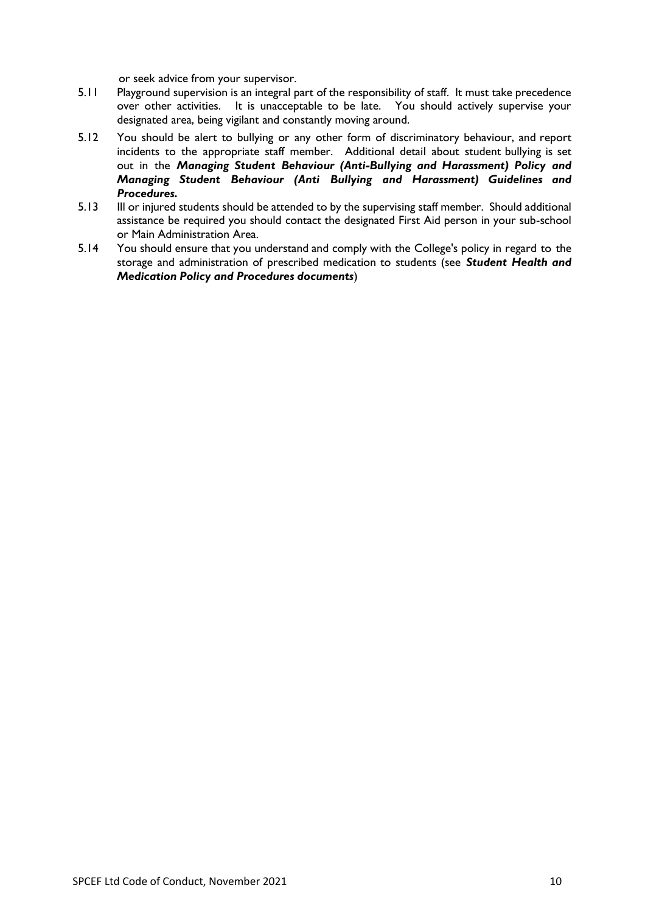or seek advice from your supervisor.

5.11 Playground supervision is an integral part of the responsibility of staff. It must take precedence over other activities. It is unacceptable to be late. You should actively supervise your designated area, being vigilant and constantly moving around.

5.12 You should be alert to bullying or any other form of discriminatory behaviour, and report incidents to the appropriate staff member. Additional detail about student bullying is set out in the ***Managing Student Behaviour (Anti-Bullying and Harassment) Policy and Managing Student Behaviour (Anti Bullying and Harassment) Guidelines and Procedures.***

5.13 Ill or injured students should be attended to by the supervising staff member. Should additional assistance be required you should contact the designated First Aid person in your sub-school or Main Administration Area.

5.14 You should ensure that you understand and comply with the College's policy in regard to the storage and administration of prescribed medication to students (see ***Student Health and Medication Policy and Procedures documents***)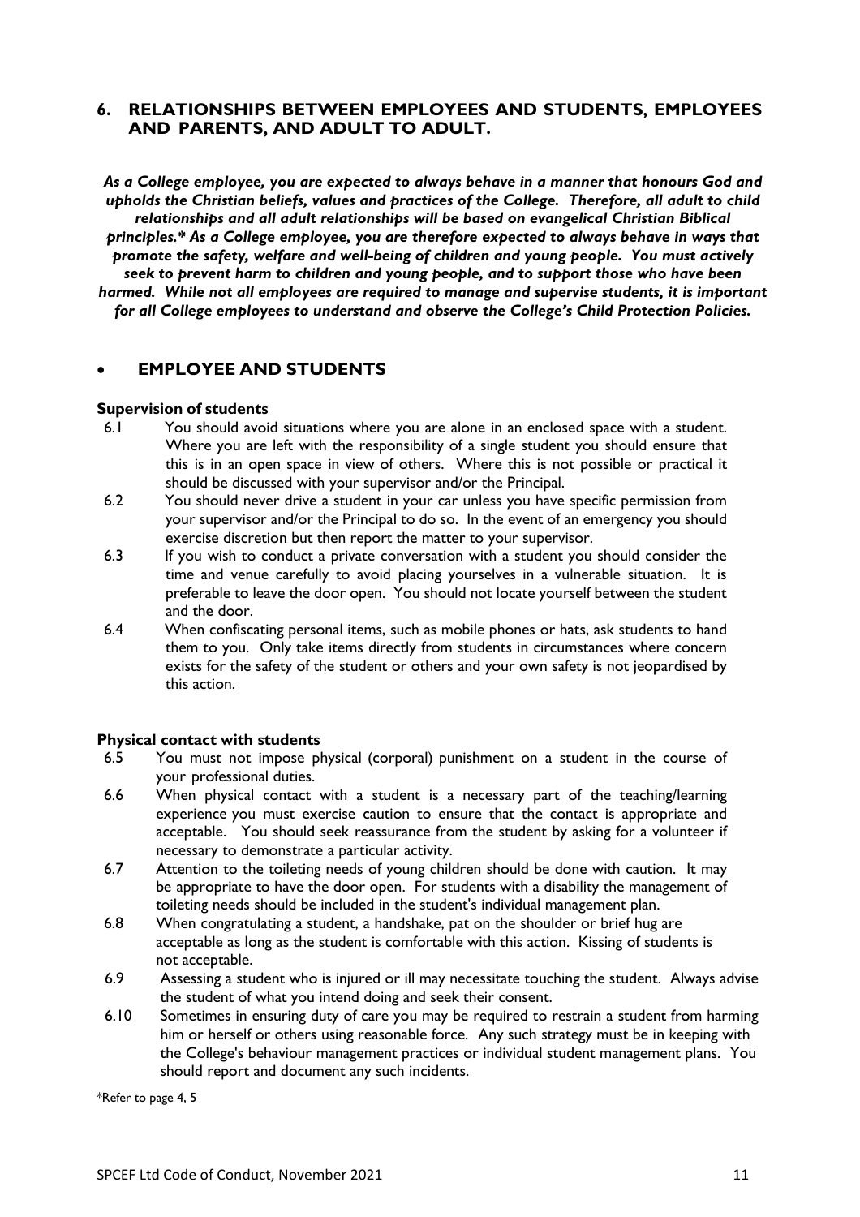## 6. RELATIONSHIPS BETWEEN EMPLOYEES AND STUDENTS, EMPLOYEES AND PARENTS, AND ADULT TO ADULT.

***As a College employee, you are expected to always behave in a manner that honours God and upholds the Christian beliefs, values and practices of the College. Therefore, all adult to child relationships and all adult relationships will be based on evangelical Christian Biblical principles.* As a College employee, you are therefore expected to always behave in ways that promote the safety, welfare and well-being of children and young people. You must actively seek to prevent harm to children and young people, and to support those who have been harmed. While not all employees are required to manage and supervise students, it is important for all College employees to understand and observe the College's Child Protection Policies.***

### • EMPLOYEE AND STUDENTS

**Supervision of students**

6.1 You should avoid situations where you are alone in an enclosed space with a student. Where you are left with the responsibility of a single student you should ensure that this is in an open space in view of others. Where this is not possible or practical it should be discussed with your supervisor and/or the Principal.

6.2 You should never drive a student in your car unless you have specific permission from your supervisor and/or the Principal to do so. In the event of an emergency you should exercise discretion but then report the matter to your supervisor.

6.3 If you wish to conduct a private conversation with a student you should consider the time and venue carefully to avoid placing yourselves in a vulnerable situation. It is preferable to leave the door open. You should not locate yourself between the student and the door.

6.4 When confiscating personal items, such as mobile phones or hats, ask students to hand them to you. Only take items directly from students in circumstances where concern exists for the safety of the student or others and your own safety is not jeopardised by this action.

**Physical contact with students**

6.5 You must not impose physical (corporal) punishment on a student in the course of your professional duties.

6.6 When physical contact with a student is a necessary part of the teaching/learning experience you must exercise caution to ensure that the contact is appropriate and acceptable. You should seek reassurance from the student by asking for a volunteer if necessary to demonstrate a particular activity.

6.7 Attention to the toileting needs of young children should be done with caution. It may be appropriate to have the door open. For students with a disability the management of toileting needs should be included in the student's individual management plan.

6.8 When congratulating a student, a handshake, pat on the shoulder or brief hug are acceptable as long as the student is comfortable with this action. Kissing of students is not acceptable.

6.9 Assessing a student who is injured or ill may necessitate touching the student. Always advise the student of what you intend doing and seek their consent.

6.10 Sometimes in ensuring duty of care you may be required to restrain a student from harming him or herself or others using reasonable force. Any such strategy must be in keeping with the College's behaviour management practices or individual student management plans. You should report and document any such incidents.

*Refer to page 4, 5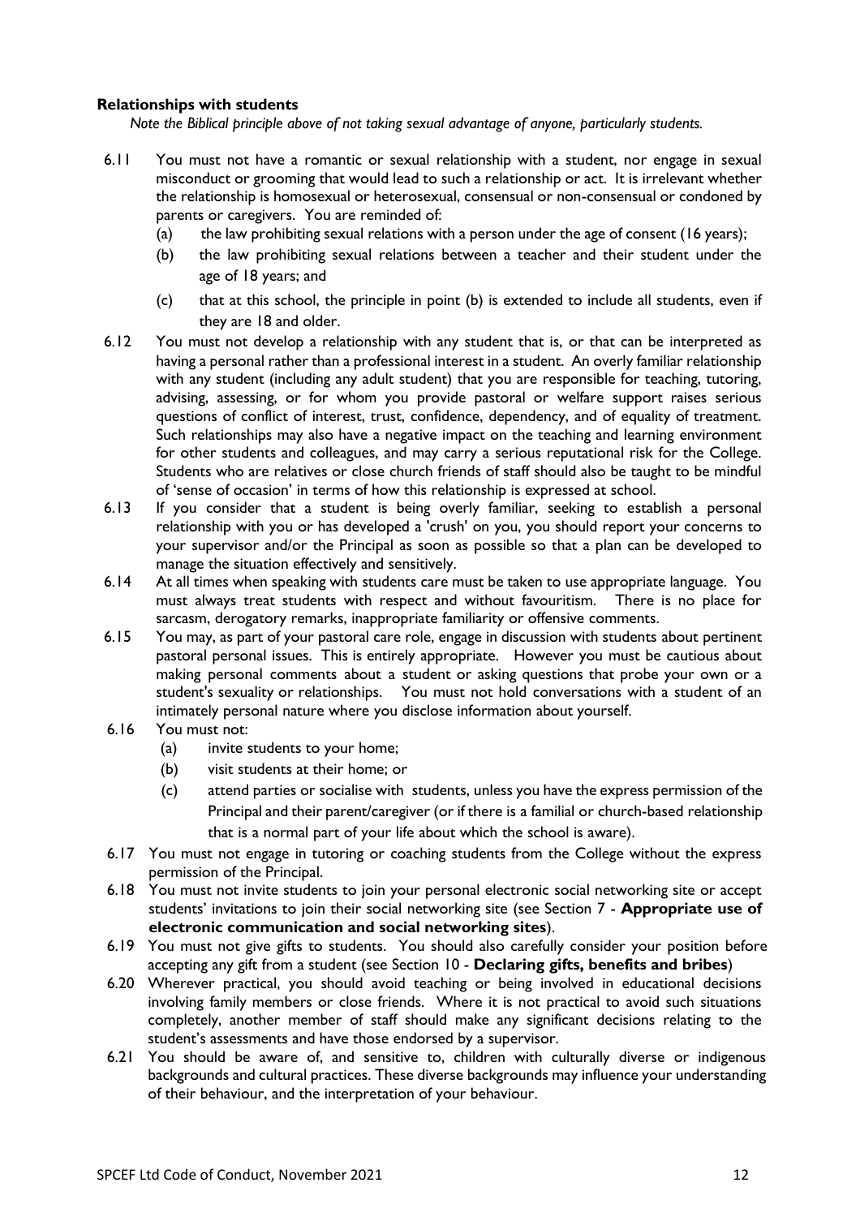**Relationships with students**

*Note the Biblical principle above of not taking sexual advantage of anyone, particularly students.*

6.11 You must not have a romantic or sexual relationship with a student, nor engage in sexual misconduct or grooming that would lead to such a relationship or act. It is irrelevant whether the relationship is homosexual or heterosexual, consensual or non-consensual or condoned by parents or caregivers. You are reminded of:

- (a) the law prohibiting sexual relations with a person under the age of consent (16 years);
- (b) the law prohibiting sexual relations between a teacher and their student under the age of 18 years; and
- (c) that at this school, the principle in point (b) is extended to include all students, even if they are 18 and older.

6.12 You must not develop a relationship with any student that is, or that can be interpreted as having a personal rather than a professional interest in a student. An overly familiar relationship with any student (including any adult student) that you are responsible for teaching, tutoring, advising, assessing, or for whom you provide pastoral or welfare support raises serious questions of conflict of interest, trust, confidence, dependency, and of equality of treatment. Such relationships may also have a negative impact on the teaching and learning environment for other students and colleagues, and may carry a serious reputational risk for the College. Students who are relatives or close church friends of staff should also be taught to be mindful of 'sense of occasion' in terms of how this relationship is expressed at school.

6.13 If you consider that a student is being overly familiar, seeking to establish a personal relationship with you or has developed a 'crush' on you, you should report your concerns to your supervisor and/or the Principal as soon as possible so that a plan can be developed to manage the situation effectively and sensitively.

6.14 At all times when speaking with students care must be taken to use appropriate language. You must always treat students with respect and without favouritism. There is no place for sarcasm, derogatory remarks, inappropriate familiarity or offensive comments.

6.15 You may, as part of your pastoral care role, engage in discussion with students about pertinent pastoral personal issues. This is entirely appropriate. However you must be cautious about making personal comments about a student or asking questions that probe your own or a student's sexuality or relationships. You must not hold conversations with a student of an intimately personal nature where you disclose information about yourself.

6.16 You must not:

- (a) invite students to your home;
- (b) visit students at their home; or
- (c) attend parties or socialise with students, unless you have the express permission of the Principal and their parent/caregiver (or if there is a familial or church-based relationship that is a normal part of your life about which the school is aware).

6.17 You must not engage in tutoring or coaching students from the College without the express permission of the Principal.

6.18 You must not invite students to join your personal electronic social networking site or accept students' invitations to join their social networking site (see Section 7 - **Appropriate use of electronic communication and social networking sites**).

6.19 You must not give gifts to students. You should also carefully consider your position before accepting any gift from a student (see Section 10 - **Declaring gifts, benefits and bribes**)

6.20 Wherever practical, you should avoid teaching or being involved in educational decisions involving family members or close friends. Where it is not practical to avoid such situations completely, another member of staff should make any significant decisions relating to the student's assessments and have those endorsed by a supervisor.

6.21 You should be aware of, and sensitive to, children with culturally diverse or indigenous backgrounds and cultural practices. These diverse backgrounds may influence your understanding of their behaviour, and the interpretation of your behaviour.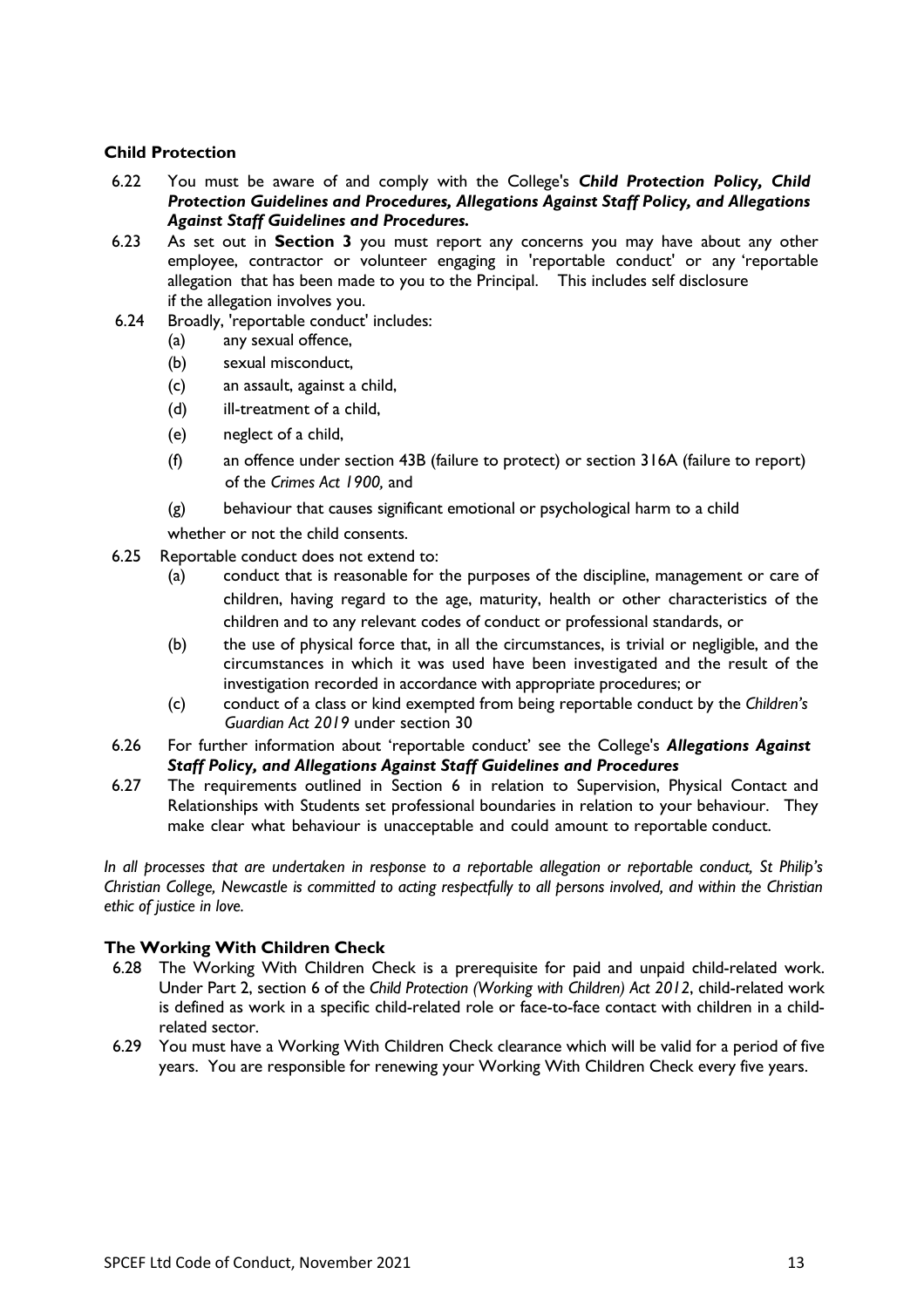### Child Protection

6.22 You must be aware of and comply with the College's ***Child Protection Policy, Child Protection Guidelines and Procedures, Allegations Against Staff Policy, and Allegations Against Staff Guidelines and Procedures.***

6.23 As set out in **Section 3** you must report any concerns you may have about any other employee, contractor or volunteer engaging in 'reportable conduct' or any 'reportable allegation that has been made to you to the Principal. This includes self disclosure if the allegation involves you.

6.24 Broadly, 'reportable conduct' includes:

- (a) any sexual offence,
- (b) sexual misconduct,
- (c) an assault, against a child,
- (d) ill-treatment of a child,
- (e) neglect of a child,
- (f) an offence under section 43B (failure to protect) or section 316A (failure to report) of the *Crimes Act 1900,* and
- (g) behaviour that causes significant emotional or psychological harm to a child

whether or not the child consents.

6.25 Reportable conduct does not extend to:

- (a) conduct that is reasonable for the purposes of the discipline, management or care of children, having regard to the age, maturity, health or other characteristics of the children and to any relevant codes of conduct or professional standards, or
- (b) the use of physical force that, in all the circumstances, is trivial or negligible, and the circumstances in which it was used have been investigated and the result of the investigation recorded in accordance with appropriate procedures; or
- (c) conduct of a class or kind exempted from being reportable conduct by the *Children's Guardian Act 2019* under section 30

6.26 For further information about 'reportable conduct' see the College's ***Allegations Against Staff Policy, and Allegations Against Staff Guidelines and Procedures***

6.27 The requirements outlined in Section 6 in relation to Supervision, Physical Contact and Relationships with Students set professional boundaries in relation to your behaviour. They make clear what behaviour is unacceptable and could amount to reportable conduct.

*In all processes that are undertaken in response to a reportable allegation or reportable conduct, St Philip's Christian College, Newcastle is committed to acting respectfully to all persons involved, and within the Christian ethic of justice in love.*

### The Working With Children Check

6.28 The Working With Children Check is a prerequisite for paid and unpaid child-related work. Under Part 2, section 6 of the *Child Protection (Working with Children) Act 2012*, child-related work is defined as work in a specific child-related role or face-to-face contact with children in a child-related sector.

6.29 You must have a Working With Children Check clearance which will be valid for a period of five years. You are responsible for renewing your Working With Children Check every five years.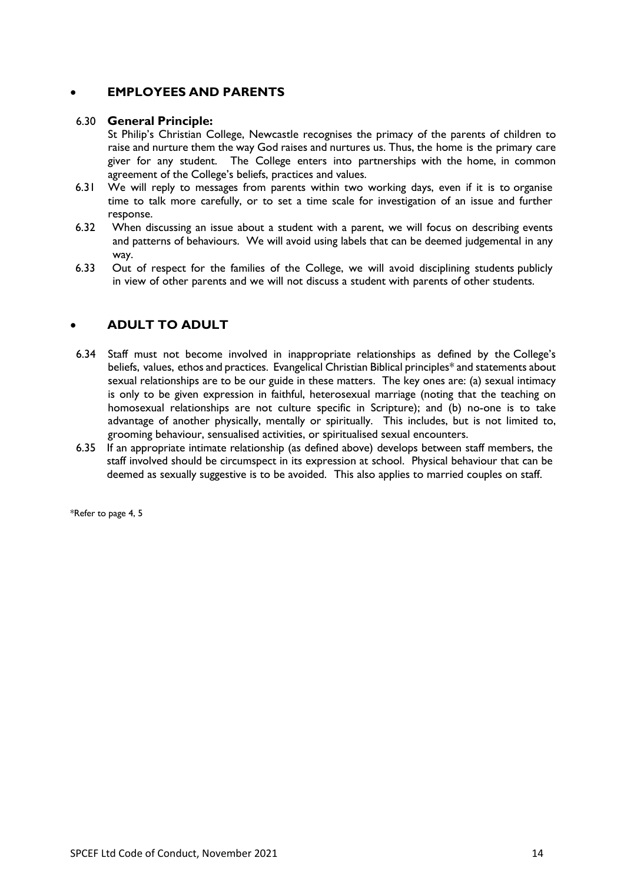- **EMPLOYEES AND PARENTS**

6.30 **General Principle:**
St Philip's Christian College, Newcastle recognises the primacy of the parents of children to raise and nurture them the way God raises and nurtures us. Thus, the home is the primary care giver for any student. The College enters into partnerships with the home, in common agreement of the College's beliefs, practices and values.

6.31 We will reply to messages from parents within two working days, even if it is to organise time to talk more carefully, or to set a time scale for investigation of an issue and further response.

6.32 When discussing an issue about a student with a parent, we will focus on describing events and patterns of behaviours. We will avoid using labels that can be deemed judgemental in any way.

6.33 Out of respect for the families of the College, we will avoid disciplining students publicly in view of other parents and we will not discuss a student with parents of other students.

- **ADULT TO ADULT**

6.34 Staff must not become involved in inappropriate relationships as defined by the College's beliefs, values, ethos and practices. Evangelical Christian Biblical principles* and statements about sexual relationships are to be our guide in these matters. The key ones are: (a) sexual intimacy is only to be given expression in faithful, heterosexual marriage (noting that the teaching on homosexual relationships are not culture specific in Scripture); and (b) no-one is to take advantage of another physically, mentally or spiritually. This includes, but is not limited to, grooming behaviour, sensualised activities, or spiritualised sexual encounters.

6.35 If an appropriate intimate relationship (as defined above) develops between staff members, the staff involved should be circumspect in its expression at school. Physical behaviour that can be deemed as sexually suggestive is to be avoided. This also applies to married couples on staff.

*Refer to page 4, 5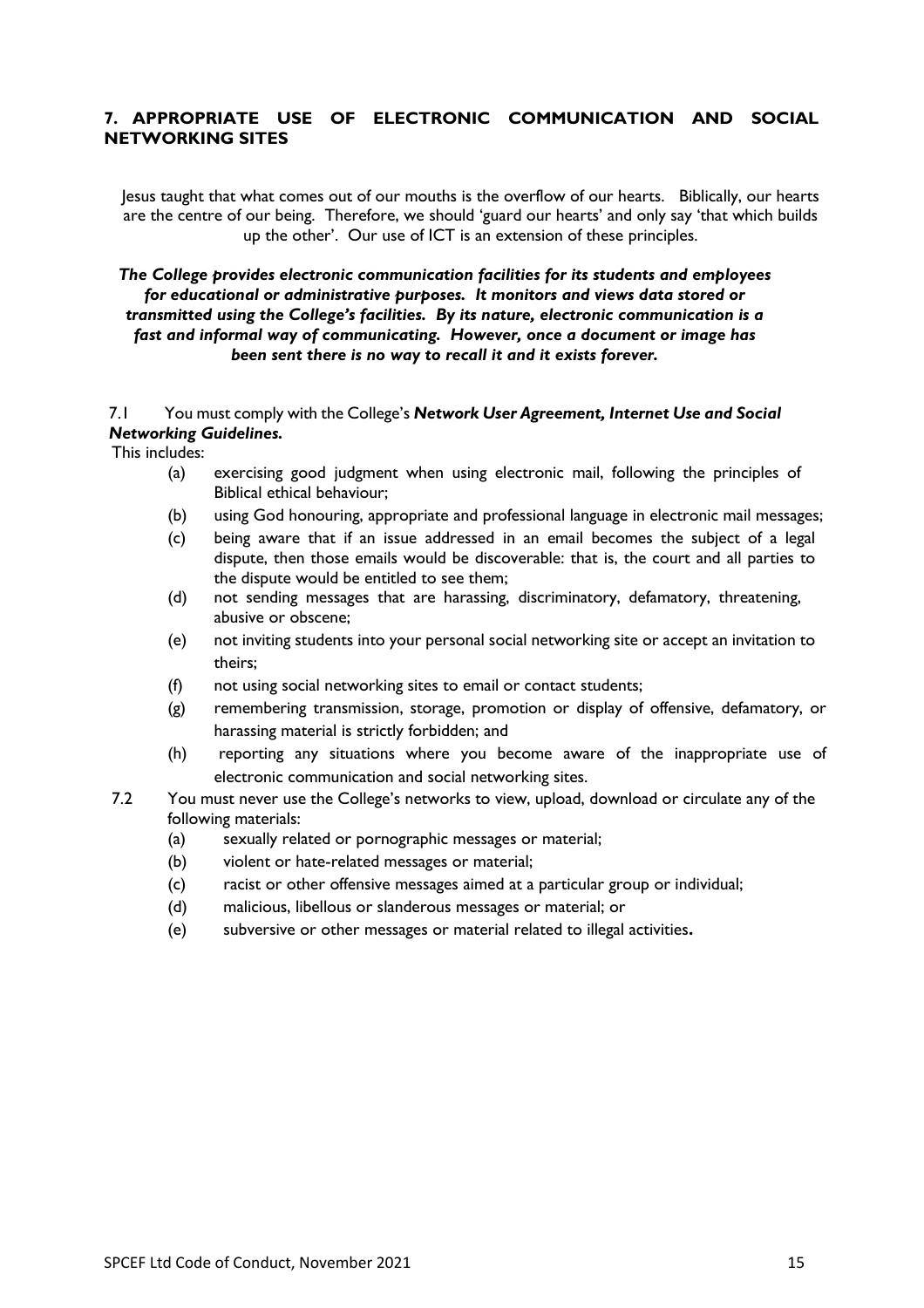## 7. APPROPRIATE USE OF ELECTRONIC COMMUNICATION AND SOCIAL NETWORKING SITES

Jesus taught that what comes out of our mouths is the overflow of our hearts. Biblically, our hearts are the centre of our being. Therefore, we should 'guard our hearts' and only say 'that which builds up the other'. Our use of ICT is an extension of these principles.

***The College provides electronic communication facilities for its students and employees for educational or administrative purposes. It monitors and views data stored or transmitted using the College's facilities. By its nature, electronic communication is a fast and informal way of communicating. However, once a document or image has been sent there is no way to recall it and it exists forever.***

7.1 You must comply with the College's ***Network User Agreement, Internet Use and Social Networking Guidelines.***

This includes:

- (a) exercising good judgment when using electronic mail, following the principles of Biblical ethical behaviour;
- (b) using God honouring, appropriate and professional language in electronic mail messages;
- (c) being aware that if an issue addressed in an email becomes the subject of a legal dispute, then those emails would be discoverable: that is, the court and all parties to the dispute would be entitled to see them;
- (d) not sending messages that are harassing, discriminatory, defamatory, threatening, abusive or obscene;
- (e) not inviting students into your personal social networking site or accept an invitation to theirs;
- (f) not using social networking sites to email or contact students;
- (g) remembering transmission, storage, promotion or display of offensive, defamatory, or harassing material is strictly forbidden; and
- (h) reporting any situations where you become aware of the inappropriate use of electronic communication and social networking sites.

7.2 You must never use the College's networks to view, upload, download or circulate any of the following materials:

- (a) sexually related or pornographic messages or material;
- (b) violent or hate-related messages or material;
- (c) racist or other offensive messages aimed at a particular group or individual;
- (d) malicious, libellous or slanderous messages or material; or
- (e) subversive or other messages or material related to illegal activities.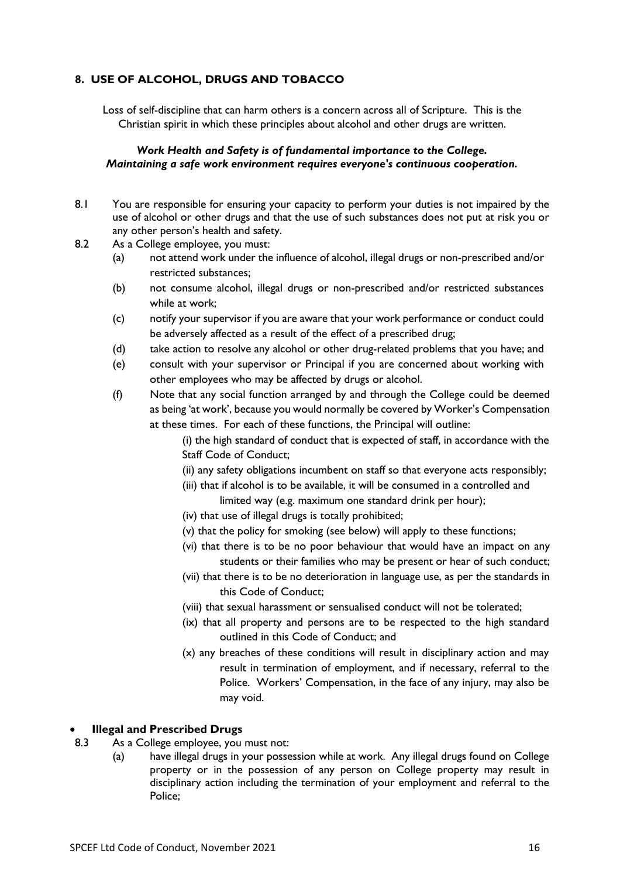## 8. USE OF ALCOHOL, DRUGS AND TOBACCO

Loss of self-discipline that can harm others is a concern across all of Scripture. This is the Christian spirit in which these principles about alcohol and other drugs are written.

***Work Health and Safety is of fundamental importance to the College. Maintaining a safe work environment requires everyone's continuous cooperation.***

8.1 You are responsible for ensuring your capacity to perform your duties is not impaired by the use of alcohol or other drugs and that the use of such substances does not put at risk you or any other person's health and safety.

8.2 As a College employee, you must:

- (a) not attend work under the influence of alcohol, illegal drugs or non-prescribed and/or restricted substances;
- (b) not consume alcohol, illegal drugs or non-prescribed and/or restricted substances while at work;
- (c) notify your supervisor if you are aware that your work performance or conduct could be adversely affected as a result of the effect of a prescribed drug;
- (d) take action to resolve any alcohol or other drug-related problems that you have; and
- (e) consult with your supervisor or Principal if you are concerned about working with other employees who may be affected by drugs or alcohol.
- (f) Note that any social function arranged by and through the College could be deemed as being 'at work', because you would normally be covered by Worker's Compensation at these times. For each of these functions, the Principal will outline:
  - (i) the high standard of conduct that is expected of staff, in accordance with the Staff Code of Conduct;
  - (ii) any safety obligations incumbent on staff so that everyone acts responsibly;
  - (iii) that if alcohol is to be available, it will be consumed in a controlled and limited way (e.g. maximum one standard drink per hour);
  - (iv) that use of illegal drugs is totally prohibited;
  - (v) that the policy for smoking (see below) will apply to these functions;
  - (vi) that there is to be no poor behaviour that would have an impact on any students or their families who may be present or hear of such conduct;
  - (vii) that there is to be no deterioration in language use, as per the standards in this Code of Conduct;
  - (viii) that sexual harassment or sensualised conduct will not be tolerated;
  - (ix) that all property and persons are to be respected to the high standard outlined in this Code of Conduct; and
  - (x) any breaches of these conditions will result in disciplinary action and may result in termination of employment, and if necessary, referral to the Police. Workers' Compensation, in the face of any injury, may also be may void.

- **Illegal and Prescribed Drugs**

8.3 As a College employee, you must not:

- (a) have illegal drugs in your possession while at work. Any illegal drugs found on College property or in the possession of any person on College property may result in disciplinary action including the termination of your employment and referral to the Police;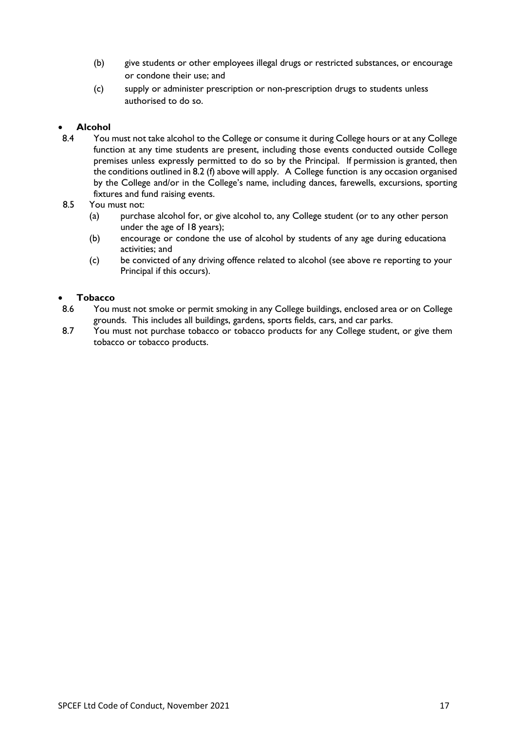(b) give students or other employees illegal drugs or restricted substances, or encourage or condone their use; and

(c) supply or administer prescription or non-prescription drugs to students unless authorised to do so.

- **Alcohol**

8.4 You must not take alcohol to the College or consume it during College hours or at any College function at any time students are present, including those events conducted outside College premises unless expressly permitted to do so by the Principal. If permission is granted, then the conditions outlined in 8.2 (f) above will apply. A College function is any occasion organised by the College and/or in the College's name, including dances, farewells, excursions, sporting fixtures and fund raising events.

8.5 You must not:

(a) purchase alcohol for, or give alcohol to, any College student (or to any other person under the age of 18 years);

(b) encourage or condone the use of alcohol by students of any age during educationa activities; and

(c) be convicted of any driving offence related to alcohol (see above re reporting to your Principal if this occurs).

- **Tobacco**

8.6 You must not smoke or permit smoking in any College buildings, enclosed area or on College grounds. This includes all buildings, gardens, sports fields, cars, and car parks.

8.7 You must not purchase tobacco or tobacco products for any College student, or give them tobacco or tobacco products.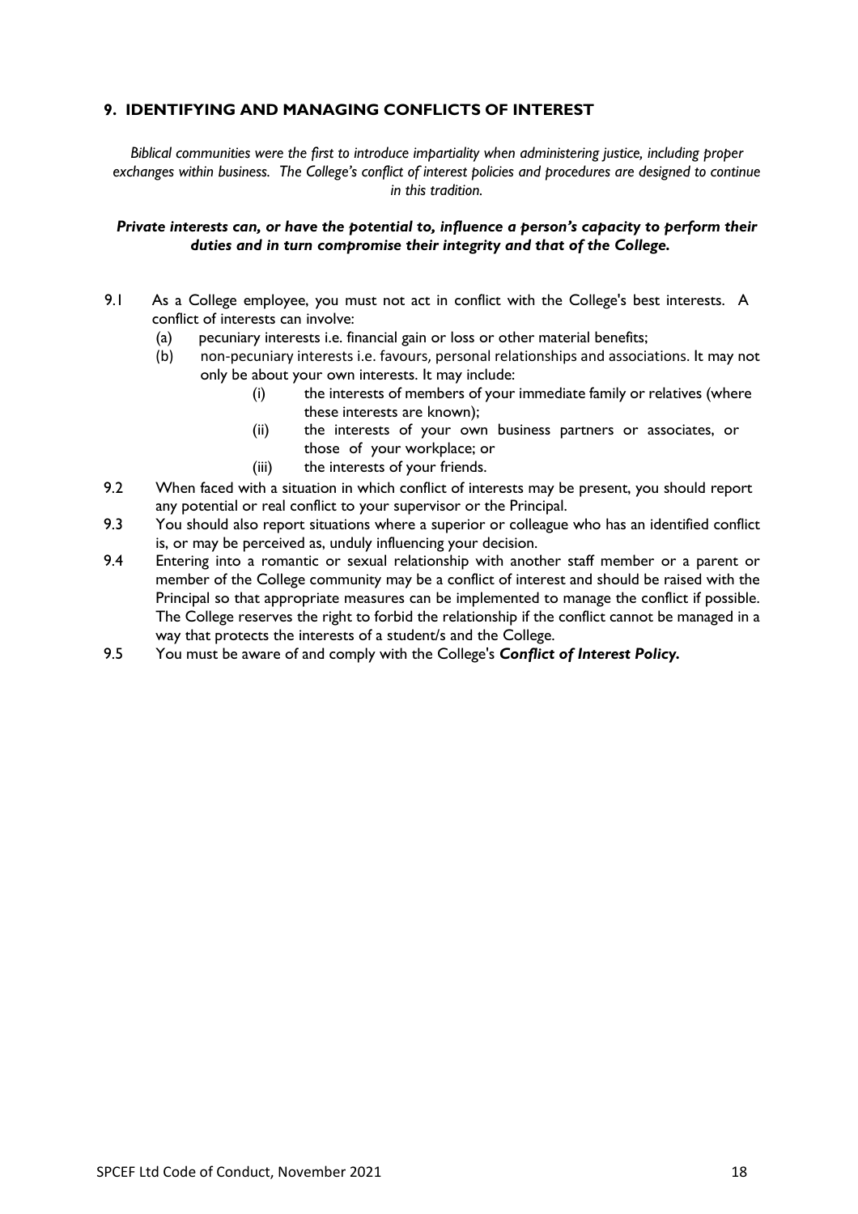## 9. IDENTIFYING AND MANAGING CONFLICTS OF INTEREST

*Biblical communities were the first to introduce impartiality when administering justice, including proper exchanges within business. The College's conflict of interest policies and procedures are designed to continue in this tradition.*

***Private interests can, or have the potential to, influence a person's capacity to perform their duties and in turn compromise their integrity and that of the College.***

9.1 As a College employee, you must not act in conflict with the College's best interests. A conflict of interests can involve:

- (a) pecuniary interests i.e. financial gain or loss or other material benefits;
- (b) non-pecuniary interests i.e. favours, personal relationships and associations. It may not only be about your own interests. It may include:
  - (i) the interests of members of your immediate family or relatives (where these interests are known);
  - (ii) the interests of your own business partners or associates, or those of your workplace; or
  - (iii) the interests of your friends.

9.2 When faced with a situation in which conflict of interests may be present, you should report any potential or real conflict to your supervisor or the Principal.

9.3 You should also report situations where a superior or colleague who has an identified conflict is, or may be perceived as, unduly influencing your decision.

9.4 Entering into a romantic or sexual relationship with another staff member or a parent or member of the College community may be a conflict of interest and should be raised with the Principal so that appropriate measures can be implemented to manage the conflict if possible. The College reserves the right to forbid the relationship if the conflict cannot be managed in a way that protects the interests of a student/s and the College.

9.5 You must be aware of and comply with the College's ***Conflict of Interest Policy.***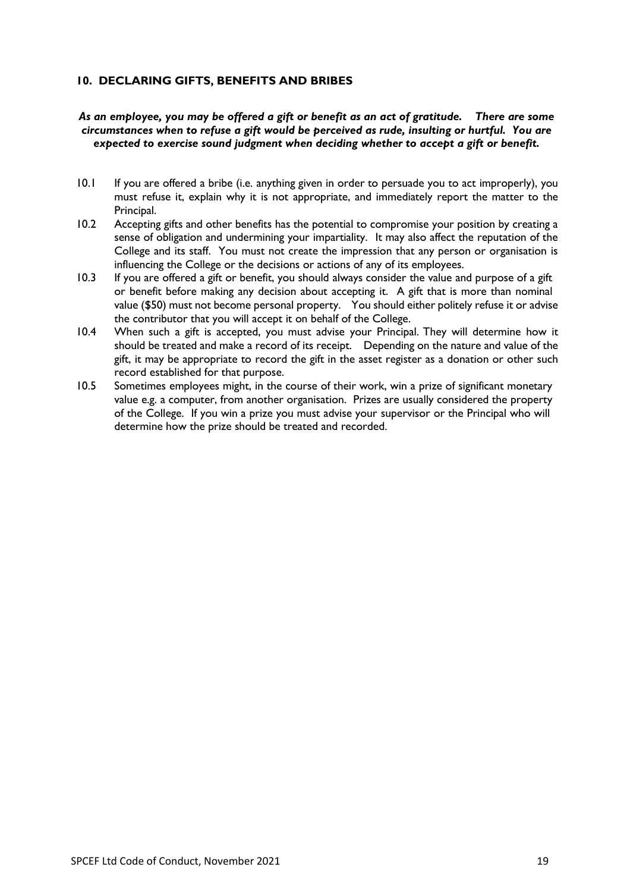## 10. DECLARING GIFTS, BENEFITS AND BRIBES

***As an employee, you may be offered a gift or benefit as an act of gratitude. There are some circumstances when to refuse a gift would be perceived as rude, insulting or hurtful. You are expected to exercise sound judgment when deciding whether to accept a gift or benefit.***

10.1 If you are offered a bribe (i.e. anything given in order to persuade you to act improperly), you must refuse it, explain why it is not appropriate, and immediately report the matter to the Principal.

10.2 Accepting gifts and other benefits has the potential to compromise your position by creating a sense of obligation and undermining your impartiality. It may also affect the reputation of the College and its staff. You must not create the impression that any person or organisation is influencing the College or the decisions or actions of any of its employees.

10.3 If you are offered a gift or benefit, you should always consider the value and purpose of a gift or benefit before making any decision about accepting it. A gift that is more than nominal value ($50) must not become personal property. You should either politely refuse it or advise the contributor that you will accept it on behalf of the College.

10.4 When such a gift is accepted, you must advise your Principal. They will determine how it should be treated and make a record of its receipt. Depending on the nature and value of the gift, it may be appropriate to record the gift in the asset register as a donation or other such record established for that purpose.

10.5 Sometimes employees might, in the course of their work, win a prize of significant monetary value e.g. a computer, from another organisation. Prizes are usually considered the property of the College. If you win a prize you must advise your supervisor or the Principal who will determine how the prize should be treated and recorded.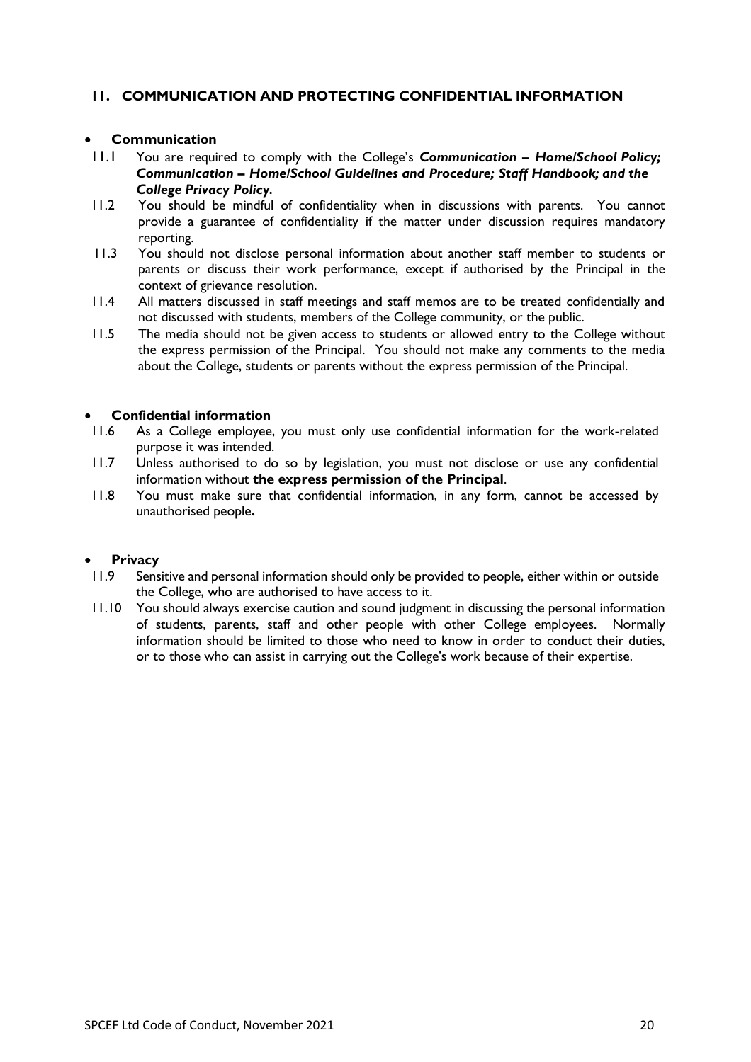## 11. COMMUNICATION AND PROTECTING CONFIDENTIAL INFORMATION

- **Communication**

11.1 You are required to comply with the College's ***Communication – Home/School Policy; Communication – Home/School Guidelines and Procedure; Staff Handbook; and the College Privacy Policy.***

11.2 You should be mindful of confidentiality when in discussions with parents. You cannot provide a guarantee of confidentiality if the matter under discussion requires mandatory reporting.

11.3 You should not disclose personal information about another staff member to students or parents or discuss their work performance, except if authorised by the Principal in the context of grievance resolution.

11.4 All matters discussed in staff meetings and staff memos are to be treated confidentially and not discussed with students, members of the College community, or the public.

11.5 The media should not be given access to students or allowed entry to the College without the express permission of the Principal. You should not make any comments to the media about the College, students or parents without the express permission of the Principal.

- **Confidential information**

11.6 As a College employee, you must only use confidential information for the work-related purpose it was intended.

11.7 Unless authorised to do so by legislation, you must not disclose or use any confidential information without **the express permission of the Principal**.

11.8 You must make sure that confidential information, in any form, cannot be accessed by unauthorised people**.**

- **Privacy**

11.9 Sensitive and personal information should only be provided to people, either within or outside the College, who are authorised to have access to it.

11.10 You should always exercise caution and sound judgment in discussing the personal information of students, parents, staff and other people with other College employees. Normally information should be limited to those who need to know in order to conduct their duties, or to those who can assist in carrying out the College's work because of their expertise.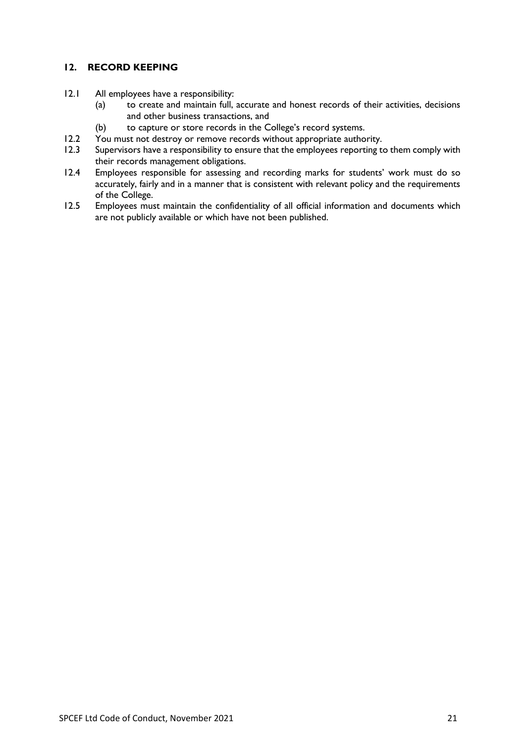## 12. RECORD KEEPING

12.1 All employees have a responsibility:

(a) to create and maintain full, accurate and honest records of their activities, decisions and other business transactions, and

(b) to capture or store records in the College's record systems.

12.2 You must not destroy or remove records without appropriate authority.

12.3 Supervisors have a responsibility to ensure that the employees reporting to them comply with their records management obligations.

12.4 Employees responsible for assessing and recording marks for students' work must do so accurately, fairly and in a manner that is consistent with relevant policy and the requirements of the College.

12.5 Employees must maintain the confidentiality of all official information and documents which are not publicly available or which have not been published.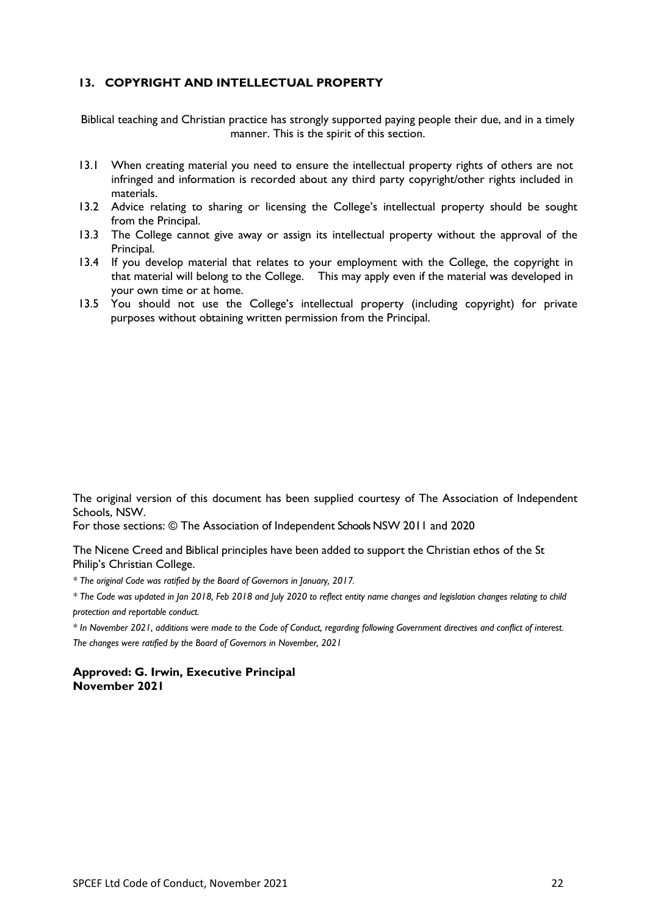## 13. COPYRIGHT AND INTELLECTUAL PROPERTY

Biblical teaching and Christian practice has strongly supported paying people their due, and in a timely manner. This is the spirit of this section.

13.1 When creating material you need to ensure the intellectual property rights of others are not infringed and information is recorded about any third party copyright/other rights included in materials.

13.2 Advice relating to sharing or licensing the College's intellectual property should be sought from the Principal.

13.3 The College cannot give away or assign its intellectual property without the approval of the Principal.

13.4 If you develop material that relates to your employment with the College, the copyright in that material will belong to the College. This may apply even if the material was developed in your own time or at home.

13.5 You should not use the College's intellectual property (including copyright) for private purposes without obtaining written permission from the Principal.

The original version of this document has been supplied courtesy of The Association of Independent Schools, NSW.
For those sections: © The Association of Independent Schools NSW 2011 and 2020

The Nicene Creed and Biblical principles have been added to support the Christian ethos of the St Philip's Christian College.

*\* The original Code was ratified by the Board of Governors in January, 2017.*

*\* The Code was updated in Jan 2018, Feb 2018 and July 2020 to reflect entity name changes and legislation changes relating to child protection and reportable conduct.*

*\* In November 2021, additions were made to the Code of Conduct, regarding following Government directives and conflict of interest. The changes were ratified by the Board of Governors in November, 2021*

**Approved: G. Irwin, Executive Principal**
**November 2021**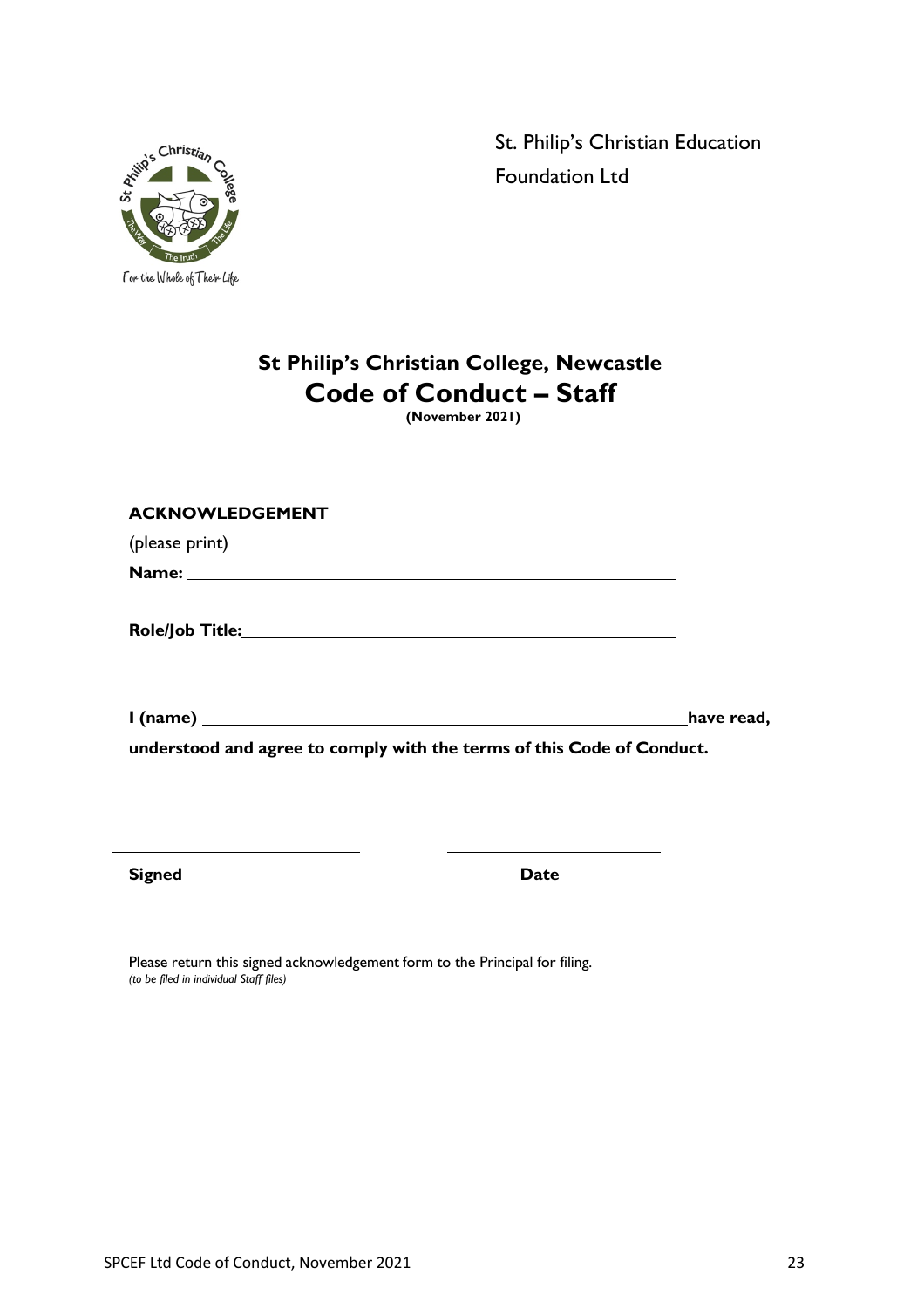St. Philip's Christian Education Foundation Ltd

# St Philip's Christian College, Newcastle
# Code of Conduct – Staff
**(November 2021)**

**ACKNOWLEDGEMENT**

(please print)

**Name:** ______________________________________________

**Role/Job Title:** ______________________________________________

**I (name)** ______________________________________________ **have read, understood and agree to comply with the terms of this Code of Conduct.**

______________________________ ______________________________

**Signed** **Date**

Please return this signed acknowledgement form to the Principal for filing.
*(to be filed in individual Staff files)*